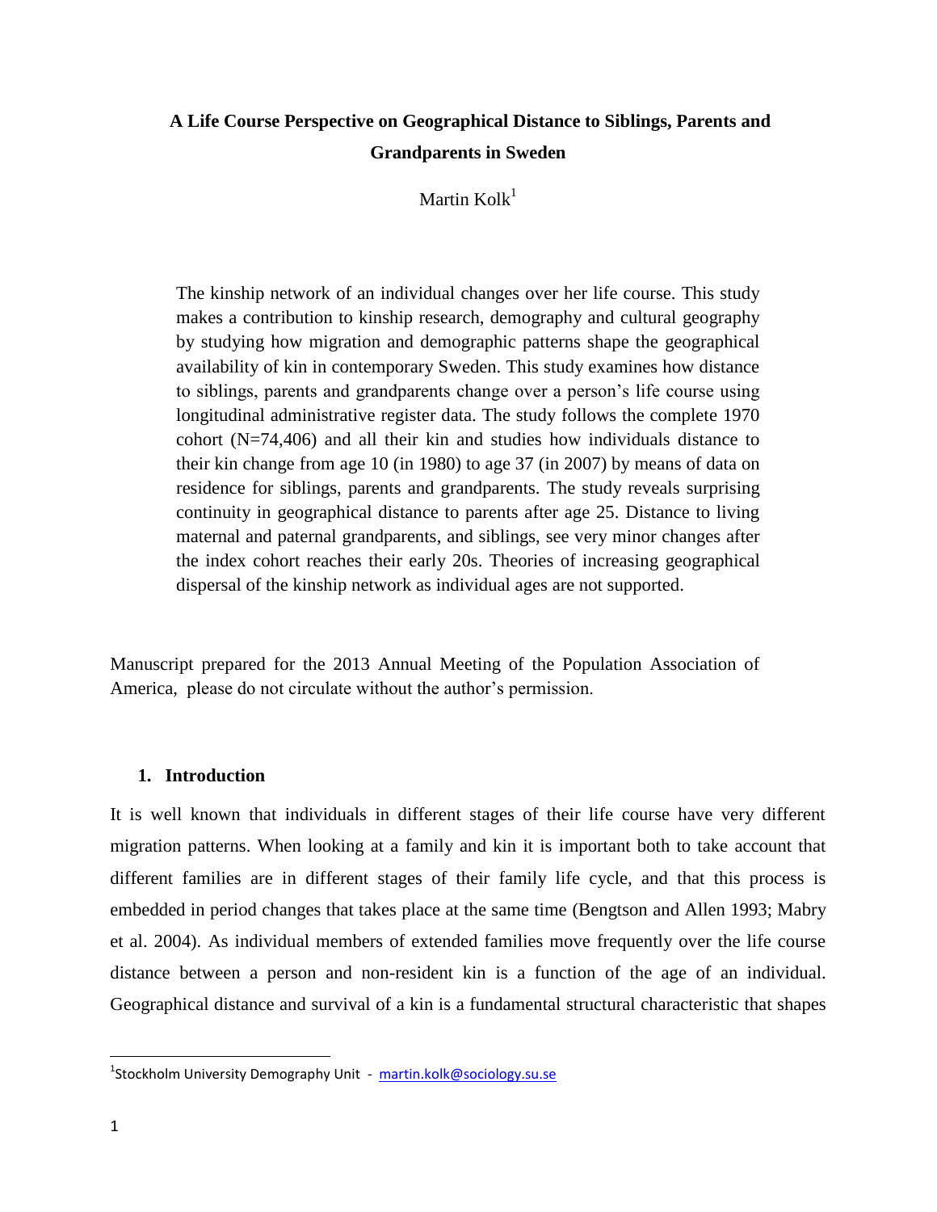# A Life Course Perspective on Geographical Distance to Siblings, Parents and Grandparents in Sweden

Martin Kolk[1]

The kinship network of an individual changes over her life course. This study makes a contribution to kinship research, demography and cultural geography by studying how migration and demographic patterns shape the geographical availability of kin in contemporary Sweden. This study examines how distance to siblings, parents and grandparents change over a person's life course using longitudinal administrative register data. The study follows the complete 1970 cohort (N=74,406) and all their kin and studies how individuals distance to their kin change from age 10 (in 1980) to age 37 (in 2007) by means of data on residence for siblings, parents and grandparents. The study reveals surprising continuity in geographical distance to parents after age 25. Distance to living maternal and paternal grandparents, and siblings, see very minor changes after the index cohort reaches their early 20s. Theories of increasing geographical dispersal of the kinship network as individual ages are not supported.

Manuscript prepared for the 2013 Annual Meeting of the Population Association of America, please do not circulate without the author's permission.

## 1. Introduction

It is well known that individuals in different stages of their life course have very different migration patterns. When looking at a family and kin it is important both to take account that different families are in different stages of their family life cycle, and that this process is embedded in period changes that takes place at the same time (Bengtson and Allen 1993; Mabry et al. 2004). As individual members of extended families move frequently over the life course distance between a person and non-resident kin is a function of the age of an individual. Geographical distance and survival of a kin is a fundamental structural characteristic that shapes

[1]Stockholm University Demography Unit - martin.kolk@sociology.su.se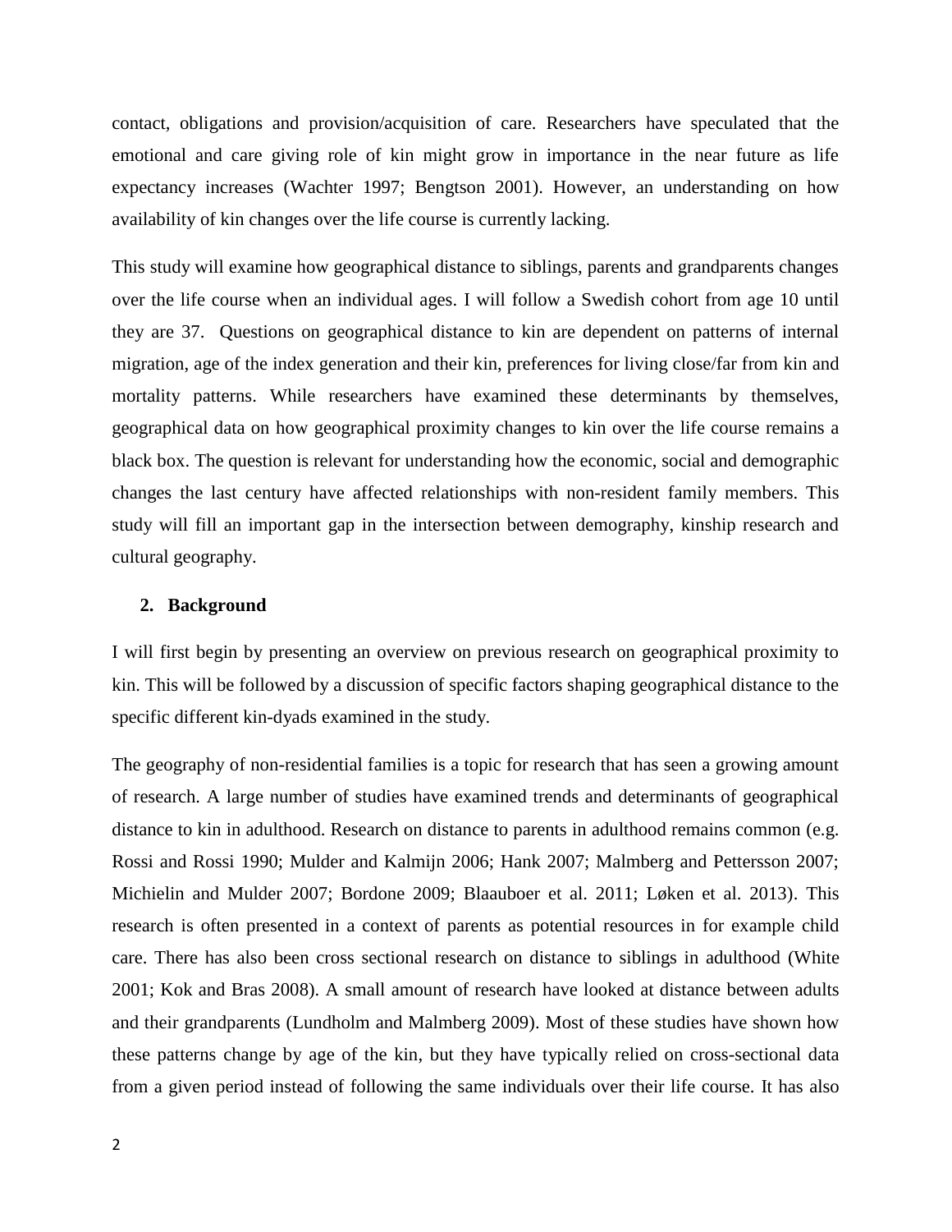contact, obligations and provision/acquisition of care. Researchers have speculated that the emotional and care giving role of kin might grow in importance in the near future as life expectancy increases (Wachter 1997; Bengtson 2001). However, an understanding on how availability of kin changes over the life course is currently lacking.

This study will examine how geographical distance to siblings, parents and grandparents changes over the life course when an individual ages. I will follow a Swedish cohort from age 10 until they are 37. Questions on geographical distance to kin are dependent on patterns of internal migration, age of the index generation and their kin, preferences for living close/far from kin and mortality patterns. While researchers have examined these determinants by themselves, geographical data on how geographical proximity changes to kin over the life course remains a black box. The question is relevant for understanding how the economic, social and demographic changes the last century have affected relationships with non-resident family members. This study will fill an important gap in the intersection between demography, kinship research and cultural geography.

## 2. Background

I will first begin by presenting an overview on previous research on geographical proximity to kin. This will be followed by a discussion of specific factors shaping geographical distance to the specific different kin-dyads examined in the study.

The geography of non-residential families is a topic for research that has seen a growing amount of research. A large number of studies have examined trends and determinants of geographical distance to kin in adulthood. Research on distance to parents in adulthood remains common (e.g. Rossi and Rossi 1990; Mulder and Kalmijn 2006; Hank 2007; Malmberg and Pettersson 2007; Michielin and Mulder 2007; Bordone 2009; Blaauboer et al. 2011; Løken et al. 2013). This research is often presented in a context of parents as potential resources in for example child care. There has also been cross sectional research on distance to siblings in adulthood (White 2001; Kok and Bras 2008). A small amount of research have looked at distance between adults and their grandparents (Lundholm and Malmberg 2009). Most of these studies have shown how these patterns change by age of the kin, but they have typically relied on cross-sectional data from a given period instead of following the same individuals over their life course. It has also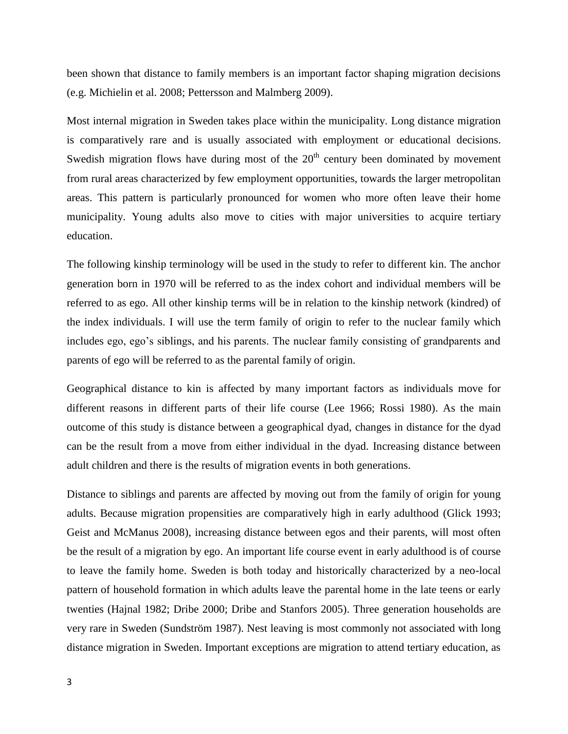been shown that distance to family members is an important factor shaping migration decisions (e.g. Michielin et al. 2008; Pettersson and Malmberg 2009).

Most internal migration in Sweden takes place within the municipality. Long distance migration is comparatively rare and is usually associated with employment or educational decisions. Swedish migration flows have during most of the 20th century been dominated by movement from rural areas characterized by few employment opportunities, towards the larger metropolitan areas. This pattern is particularly pronounced for women who more often leave their home municipality. Young adults also move to cities with major universities to acquire tertiary education.

The following kinship terminology will be used in the study to refer to different kin. The anchor generation born in 1970 will be referred to as the index cohort and individual members will be referred to as ego. All other kinship terms will be in relation to the kinship network (kindred) of the index individuals. I will use the term family of origin to refer to the nuclear family which includes ego, ego's siblings, and his parents. The nuclear family consisting of grandparents and parents of ego will be referred to as the parental family of origin.

Geographical distance to kin is affected by many important factors as individuals move for different reasons in different parts of their life course (Lee 1966; Rossi 1980). As the main outcome of this study is distance between a geographical dyad, changes in distance for the dyad can be the result from a move from either individual in the dyad. Increasing distance between adult children and there is the results of migration events in both generations.

Distance to siblings and parents are affected by moving out from the family of origin for young adults. Because migration propensities are comparatively high in early adulthood (Glick 1993; Geist and McManus 2008), increasing distance between egos and their parents, will most often be the result of a migration by ego. An important life course event in early adulthood is of course to leave the family home. Sweden is both today and historically characterized by a neo-local pattern of household formation in which adults leave the parental home in the late teens or early twenties (Hajnal 1982; Dribe 2000; Dribe and Stanfors 2005). Three generation households are very rare in Sweden (Sundström 1987). Nest leaving is most commonly not associated with long distance migration in Sweden. Important exceptions are migration to attend tertiary education, as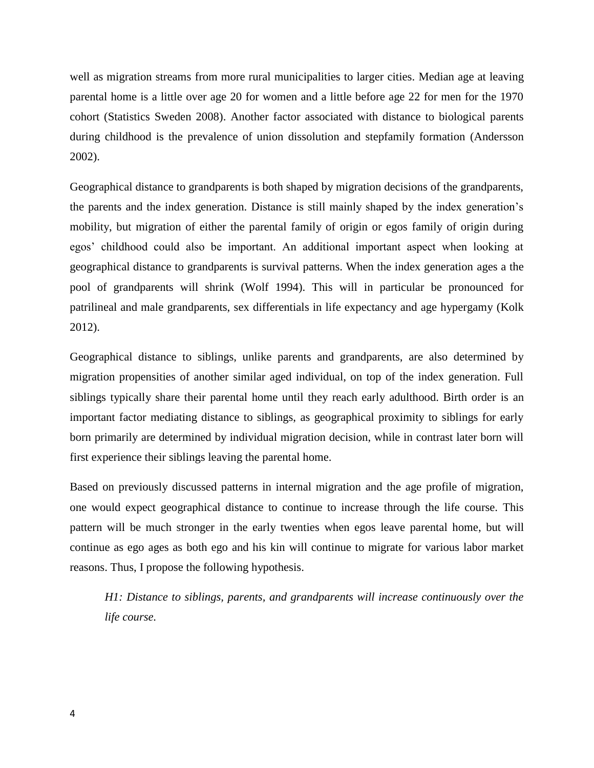well as migration streams from more rural municipalities to larger cities. Median age at leaving parental home is a little over age 20 for women and a little before age 22 for men for the 1970 cohort (Statistics Sweden 2008). Another factor associated with distance to biological parents during childhood is the prevalence of union dissolution and stepfamily formation (Andersson 2002).

Geographical distance to grandparents is both shaped by migration decisions of the grandparents, the parents and the index generation. Distance is still mainly shaped by the index generation's mobility, but migration of either the parental family of origin or egos family of origin during egos' childhood could also be important. An additional important aspect when looking at geographical distance to grandparents is survival patterns. When the index generation ages a the pool of grandparents will shrink (Wolf 1994). This will in particular be pronounced for patrilineal and male grandparents, sex differentials in life expectancy and age hypergamy (Kolk 2012).

Geographical distance to siblings, unlike parents and grandparents, are also determined by migration propensities of another similar aged individual, on top of the index generation. Full siblings typically share their parental home until they reach early adulthood. Birth order is an important factor mediating distance to siblings, as geographical proximity to siblings for early born primarily are determined by individual migration decision, while in contrast later born will first experience their siblings leaving the parental home.

Based on previously discussed patterns in internal migration and the age profile of migration, one would expect geographical distance to continue to increase through the life course. This pattern will be much stronger in the early twenties when egos leave parental home, but will continue as ego ages as both ego and his kin will continue to migrate for various labor market reasons. Thus, I propose the following hypothesis.

> *H1: Distance to siblings, parents, and grandparents will increase continuously over the life course.*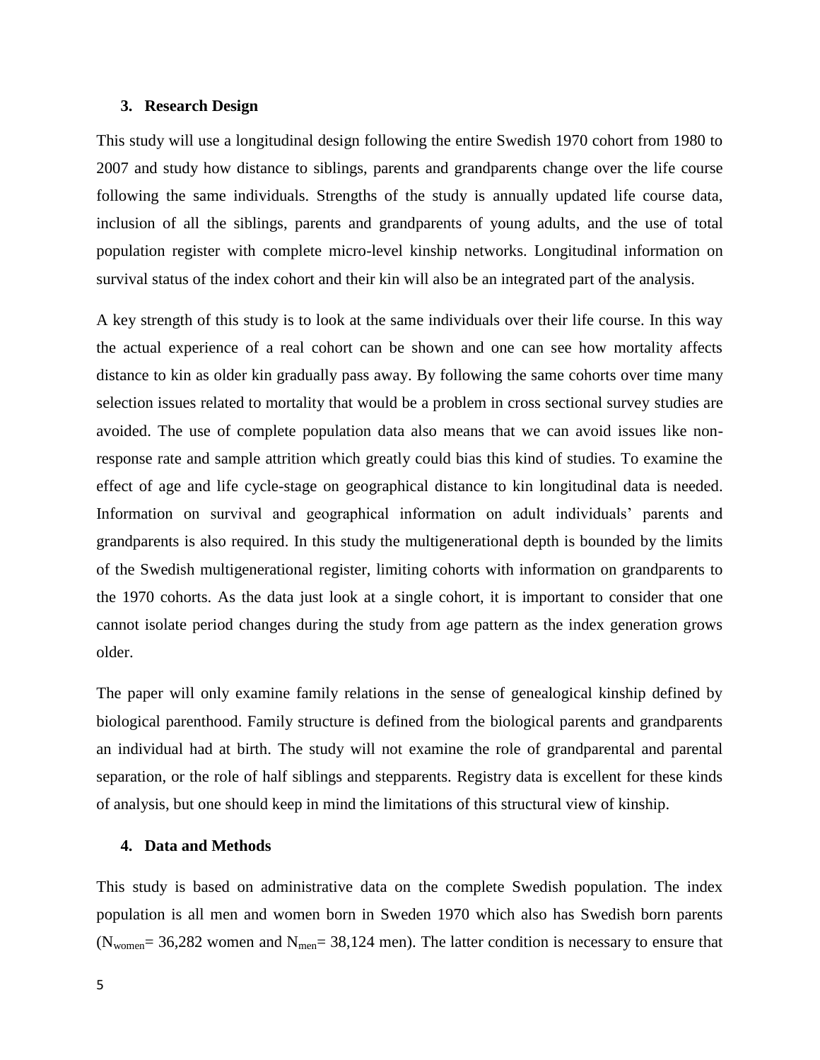## 3. Research Design

This study will use a longitudinal design following the entire Swedish 1970 cohort from 1980 to 2007 and study how distance to siblings, parents and grandparents change over the life course following the same individuals. Strengths of the study is annually updated life course data, inclusion of all the siblings, parents and grandparents of young adults, and the use of total population register with complete micro-level kinship networks. Longitudinal information on survival status of the index cohort and their kin will also be an integrated part of the analysis.

A key strength of this study is to look at the same individuals over their life course. In this way the actual experience of a real cohort can be shown and one can see how mortality affects distance to kin as older kin gradually pass away. By following the same cohorts over time many selection issues related to mortality that would be a problem in cross sectional survey studies are avoided. The use of complete population data also means that we can avoid issues like non-response rate and sample attrition which greatly could bias this kind of studies. To examine the effect of age and life cycle-stage on geographical distance to kin longitudinal data is needed. Information on survival and geographical information on adult individuals' parents and grandparents is also required. In this study the multigenerational depth is bounded by the limits of the Swedish multigenerational register, limiting cohorts with information on grandparents to the 1970 cohorts. As the data just look at a single cohort, it is important to consider that one cannot isolate period changes during the study from age pattern as the index generation grows older.

The paper will only examine family relations in the sense of genealogical kinship defined by biological parenthood. Family structure is defined from the biological parents and grandparents an individual had at birth. The study will not examine the role of grandparental and parental separation, or the role of half siblings and stepparents. Registry data is excellent for these kinds of analysis, but one should keep in mind the limitations of this structural view of kinship.

## 4. Data and Methods

This study is based on administrative data on the complete Swedish population. The index population is all men and women born in Sweden 1970 which also has Swedish born parents ($N_{women}$= 36,282 women and $N_{men}$= 38,124 men). The latter condition is necessary to ensure that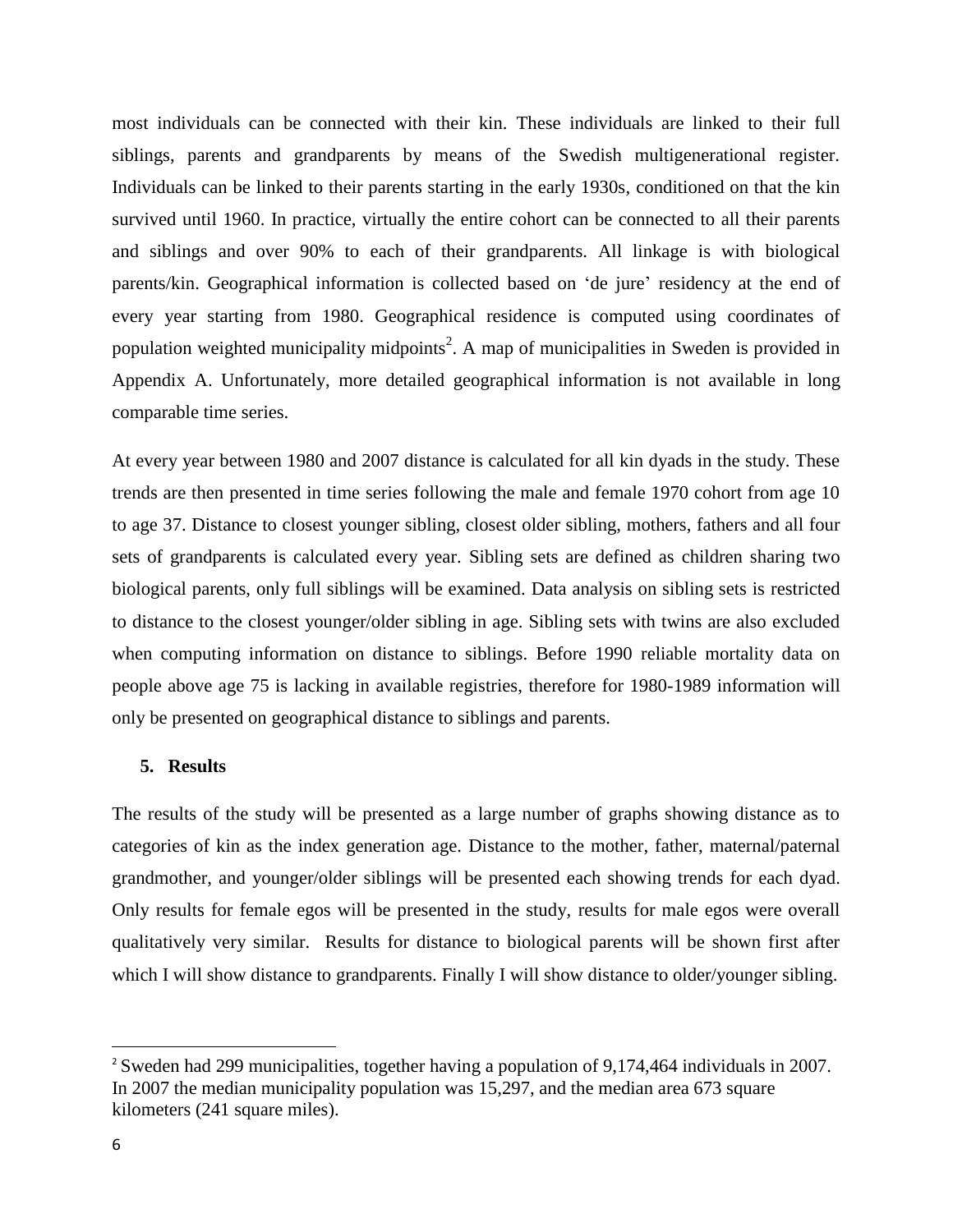most individuals can be connected with their kin. These individuals are linked to their full siblings, parents and grandparents by means of the Swedish multigenerational register. Individuals can be linked to their parents starting in the early 1930s, conditioned on that the kin survived until 1960. In practice, virtually the entire cohort can be connected to all their parents and siblings and over 90% to each of their grandparents. All linkage is with biological parents/kin. Geographical information is collected based on 'de jure' residency at the end of every year starting from 1980. Geographical residence is computed using coordinates of population weighted municipality midpoints[2]. A map of municipalities in Sweden is provided in Appendix A. Unfortunately, more detailed geographical information is not available in long comparable time series.

At every year between 1980 and 2007 distance is calculated for all kin dyads in the study. These trends are then presented in time series following the male and female 1970 cohort from age 10 to age 37. Distance to closest younger sibling, closest older sibling, mothers, fathers and all four sets of grandparents is calculated every year. Sibling sets are defined as children sharing two biological parents, only full siblings will be examined. Data analysis on sibling sets is restricted to distance to the closest younger/older sibling in age. Sibling sets with twins are also excluded when computing information on distance to siblings. Before 1990 reliable mortality data on people above age 75 is lacking in available registries, therefore for 1980-1989 information will only be presented on geographical distance to siblings and parents.

## 5. Results

The results of the study will be presented as a large number of graphs showing distance as to categories of kin as the index generation age. Distance to the mother, father, maternal/paternal grandmother, and younger/older siblings will be presented each showing trends for each dyad. Only results for female egos will be presented in the study, results for male egos were overall qualitatively very similar. Results for distance to biological parents will be shown first after which I will show distance to grandparents. Finally I will show distance to older/younger sibling.

[2] Sweden had 299 municipalities, together having a population of 9,174,464 individuals in 2007. In 2007 the median municipality population was 15,297, and the median area 673 square kilometers (241 square miles).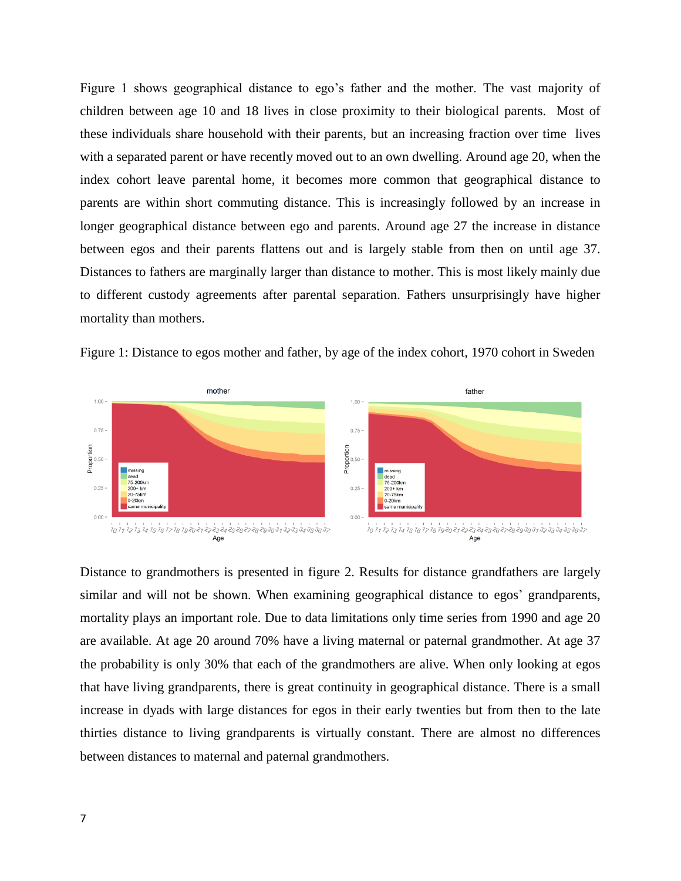Figure 1 shows geographical distance to ego's father and the mother. The vast majority of children between age 10 and 18 lives in close proximity to their biological parents. Most of these individuals share household with their parents, but an increasing fraction over time lives with a separated parent or have recently moved out to an own dwelling. Around age 20, when the index cohort leave parental home, it becomes more common that geographical distance to parents are within short commuting distance. This is increasingly followed by an increase in longer geographical distance between ego and parents. Around age 27 the increase in distance between egos and their parents flattens out and is largely stable from then on until age 37. Distances to fathers are marginally larger than distance to mother. This is most likely mainly due to different custody agreements after parental separation. Fathers unsurprisingly have higher mortality than mothers.

Figure 1: Distance to egos mother and father, by age of the index cohort, 1970 cohort in Sweden

Distance to grandmothers is presented in figure 2. Results for distance grandfathers are largely similar and will not be shown. When examining geographical distance to egos' grandparents, mortality plays an important role. Due to data limitations only time series from 1990 and age 20 are available. At age 20 around 70% have a living maternal or paternal grandmother. At age 37 the probability is only 30% that each of the grandmothers are alive. When only looking at egos that have living grandparents, there is great continuity in geographical distance. There is a small increase in dyads with large distances for egos in their early twenties but from then to the late thirties distance to living grandparents is virtually constant. There are almost no differences between distances to maternal and paternal grandmothers.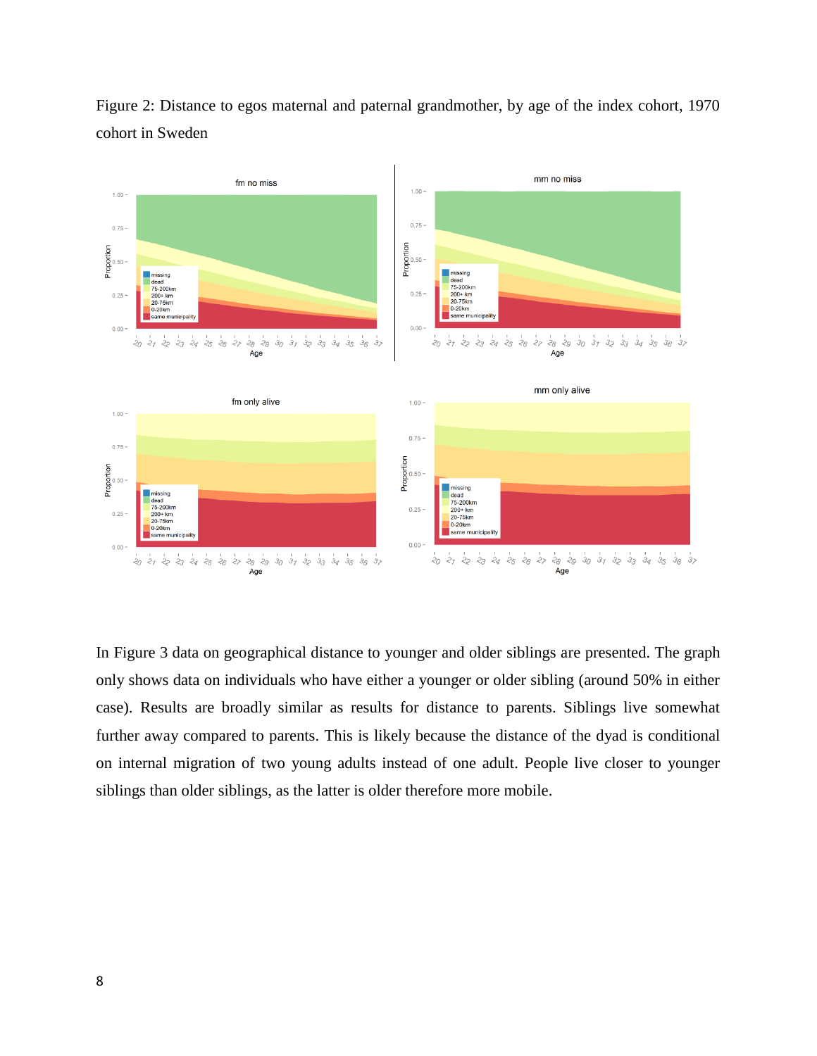Figure 2: Distance to egos maternal and paternal grandmother, by age of the index cohort, 1970 cohort in Sweden

In Figure 3 data on geographical distance to younger and older siblings are presented. The graph only shows data on individuals who have either a younger or older sibling (around 50% in either case). Results are broadly similar as results for distance to parents. Siblings live somewhat further away compared to parents. This is likely because the distance of the dyad is conditional on internal migration of two young adults instead of one adult. People live closer to younger siblings than older siblings, as the latter is older therefore more mobile.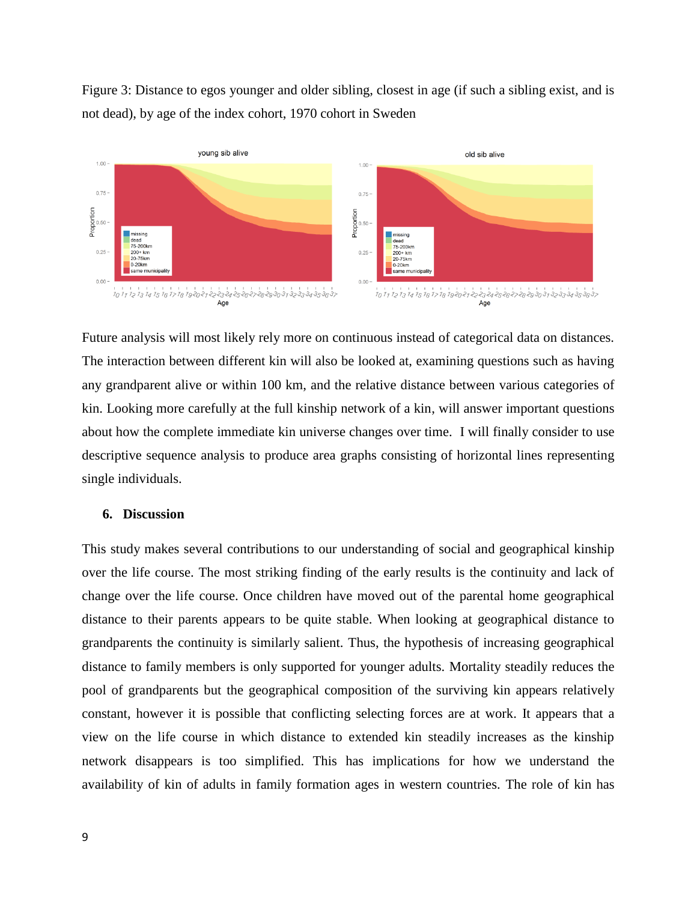Figure 3: Distance to egos younger and older sibling, closest in age (if such a sibling exist, and is not dead), by age of the index cohort, 1970 cohort in Sweden

Future analysis will most likely rely more on continuous instead of categorical data on distances. The interaction between different kin will also be looked at, examining questions such as having any grandparent alive or within 100 km, and the relative distance between various categories of kin. Looking more carefully at the full kinship network of a kin, will answer important questions about how the complete immediate kin universe changes over time. I will finally consider to use descriptive sequence analysis to produce area graphs consisting of horizontal lines representing single individuals.

## 6. Discussion

This study makes several contributions to our understanding of social and geographical kinship over the life course. The most striking finding of the early results is the continuity and lack of change over the life course. Once children have moved out of the parental home geographical distance to their parents appears to be quite stable. When looking at geographical distance to grandparents the continuity is similarly salient. Thus, the hypothesis of increasing geographical distance to family members is only supported for younger adults. Mortality steadily reduces the pool of grandparents but the geographical composition of the surviving kin appears relatively constant, however it is possible that conflicting selecting forces are at work. It appears that a view on the life course in which distance to extended kin steadily increases as the kinship network disappears is too simplified. This has implications for how we understand the availability of kin of adults in family formation ages in western countries. The role of kin has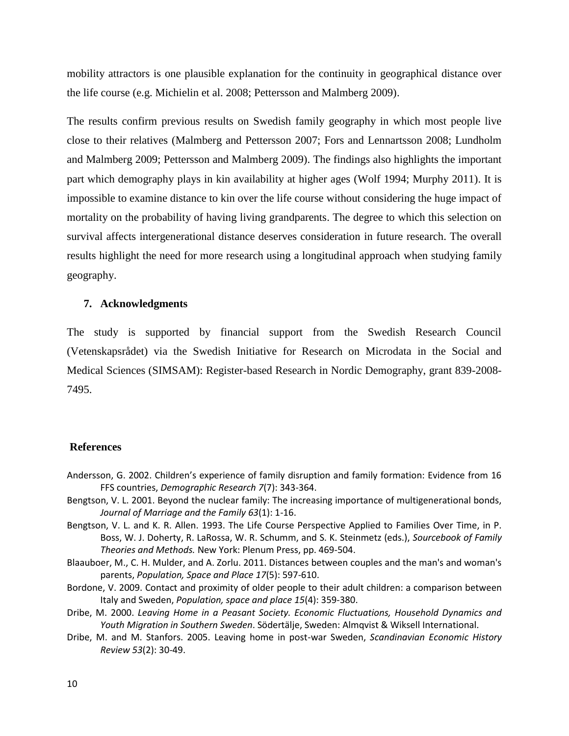mobility attractors is one plausible explanation for the continuity in geographical distance over the life course (e.g. Michielin et al. 2008; Pettersson and Malmberg 2009).

The results confirm previous results on Swedish family geography in which most people live close to their relatives (Malmberg and Pettersson 2007; Fors and Lennartsson 2008; Lundholm and Malmberg 2009; Pettersson and Malmberg 2009). The findings also highlights the important part which demography plays in kin availability at higher ages (Wolf 1994; Murphy 2011). It is impossible to examine distance to kin over the life course without considering the huge impact of mortality on the probability of having living grandparents. The degree to which this selection on survival affects intergenerational distance deserves consideration in future research. The overall results highlight the need for more research using a longitudinal approach when studying family geography.

## 7. Acknowledgments

The study is supported by financial support from the Swedish Research Council (Vetenskapsrådet) via the Swedish Initiative for Research on Microdata in the Social and Medical Sciences (SIMSAM): Register-based Research in Nordic Demography, grant 839-2008-7495.

## References

Andersson, G. 2002. Children's experience of family disruption and family formation: Evidence from 16 FFS countries, *Demographic Research 7*(7): 343-364.

Bengtson, V. L. 2001. Beyond the nuclear family: The increasing importance of multigenerational bonds, *Journal of Marriage and the Family 63*(1): 1-16.

Bengtson, V. L. and K. R. Allen. 1993. The Life Course Perspective Applied to Families Over Time, in P. Boss, W. J. Doherty, R. LaRossa, W. R. Schumm, and S. K. Steinmetz (eds.), *Sourcebook of Family Theories and Methods.* New York: Plenum Press, pp. 469-504.

Blaauboer, M., C. H. Mulder, and A. Zorlu. 2011. Distances between couples and the man's and woman's parents, *Population, Space and Place 17*(5): 597-610.

Bordone, V. 2009. Contact and proximity of older people to their adult children: a comparison between Italy and Sweden, *Population, space and place 15*(4): 359-380.

Dribe, M. 2000. *Leaving Home in a Peasant Society. Economic Fluctuations, Household Dynamics and Youth Migration in Southern Sweden*. Södertälje, Sweden: Almqvist & Wiksell International.

Dribe, M. and M. Stanfors. 2005. Leaving home in post-war Sweden, *Scandinavian Economic History Review 53*(2): 30-49.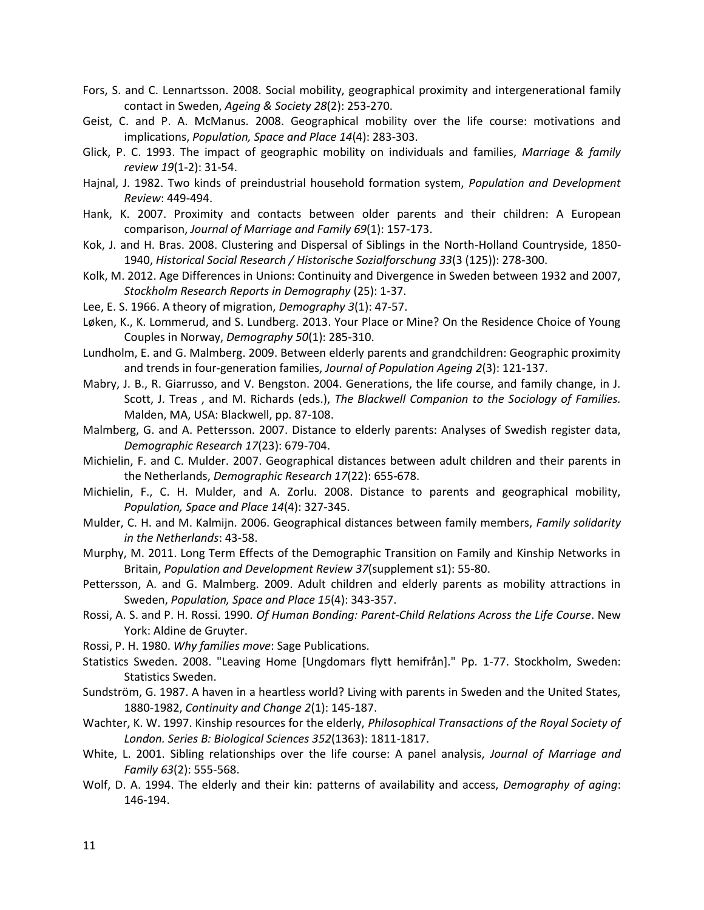Fors, S. and C. Lennartsson. 2008. Social mobility, geographical proximity and intergenerational family contact in Sweden, *Ageing & Society 28*(2): 253-270.

Geist, C. and P. A. McManus. 2008. Geographical mobility over the life course: motivations and implications, *Population, Space and Place 14*(4): 283-303.

Glick, P. C. 1993. The impact of geographic mobility on individuals and families, *Marriage & family review 19*(1-2): 31-54.

Hajnal, J. 1982. Two kinds of preindustrial household formation system, *Population and Development Review*: 449-494.

Hank, K. 2007. Proximity and contacts between older parents and their children: A European comparison, *Journal of Marriage and Family 69*(1): 157-173.

Kok, J. and H. Bras. 2008. Clustering and Dispersal of Siblings in the North-Holland Countryside, 1850-1940, *Historical Social Research / Historische Sozialforschung 33*(3 (125)): 278-300.

Kolk, M. 2012. Age Differences in Unions: Continuity and Divergence in Sweden between 1932 and 2007, *Stockholm Research Reports in Demography* (25): 1-37.

Lee, E. S. 1966. A theory of migration, *Demography 3*(1): 47-57.

Løken, K., K. Lommerud, and S. Lundberg. 2013. Your Place or Mine? On the Residence Choice of Young Couples in Norway, *Demography 50*(1): 285-310.

Lundholm, E. and G. Malmberg. 2009. Between elderly parents and grandchildren: Geographic proximity and trends in four-generation families, *Journal of Population Ageing 2*(3): 121-137.

Mabry, J. B., R. Giarrusso, and V. Bengston. 2004. Generations, the life course, and family change, in J. Scott, J. Treas , and M. Richards (eds.), *The Blackwell Companion to the Sociology of Families.* Malden, MA, USA: Blackwell, pp. 87-108.

Malmberg, G. and A. Pettersson. 2007. Distance to elderly parents: Analyses of Swedish register data, *Demographic Research 17*(23): 679-704.

Michielin, F. and C. Mulder. 2007. Geographical distances between adult children and their parents in the Netherlands, *Demographic Research 17*(22): 655-678.

Michielin, F., C. H. Mulder, and A. Zorlu. 2008. Distance to parents and geographical mobility, *Population, Space and Place 14*(4): 327-345.

Mulder, C. H. and M. Kalmijn. 2006. Geographical distances between family members, *Family solidarity in the Netherlands*: 43-58.

Murphy, M. 2011. Long Term Effects of the Demographic Transition on Family and Kinship Networks in Britain, *Population and Development Review 37*(supplement s1): 55-80.

Pettersson, A. and G. Malmberg. 2009. Adult children and elderly parents as mobility attractions in Sweden, *Population, Space and Place 15*(4): 343-357.

Rossi, A. S. and P. H. Rossi. 1990. *Of Human Bonding: Parent-Child Relations Across the Life Course*. New York: Aldine de Gruyter.

Rossi, P. H. 1980. *Why families move*: Sage Publications.

Statistics Sweden. 2008. "Leaving Home [Ungdomars flytt hemifrån]." Pp. 1-77. Stockholm, Sweden: Statistics Sweden.

Sundström, G. 1987. A haven in a heartless world? Living with parents in Sweden and the United States, 1880-1982, *Continuity and Change 2*(1): 145-187.

Wachter, K. W. 1997. Kinship resources for the elderly, *Philosophical Transactions of the Royal Society of London. Series B: Biological Sciences 352*(1363): 1811-1817.

White, L. 2001. Sibling relationships over the life course: A panel analysis, *Journal of Marriage and Family 63*(2): 555-568.

Wolf, D. A. 1994. The elderly and their kin: patterns of availability and access, *Demography of aging*: 146-194.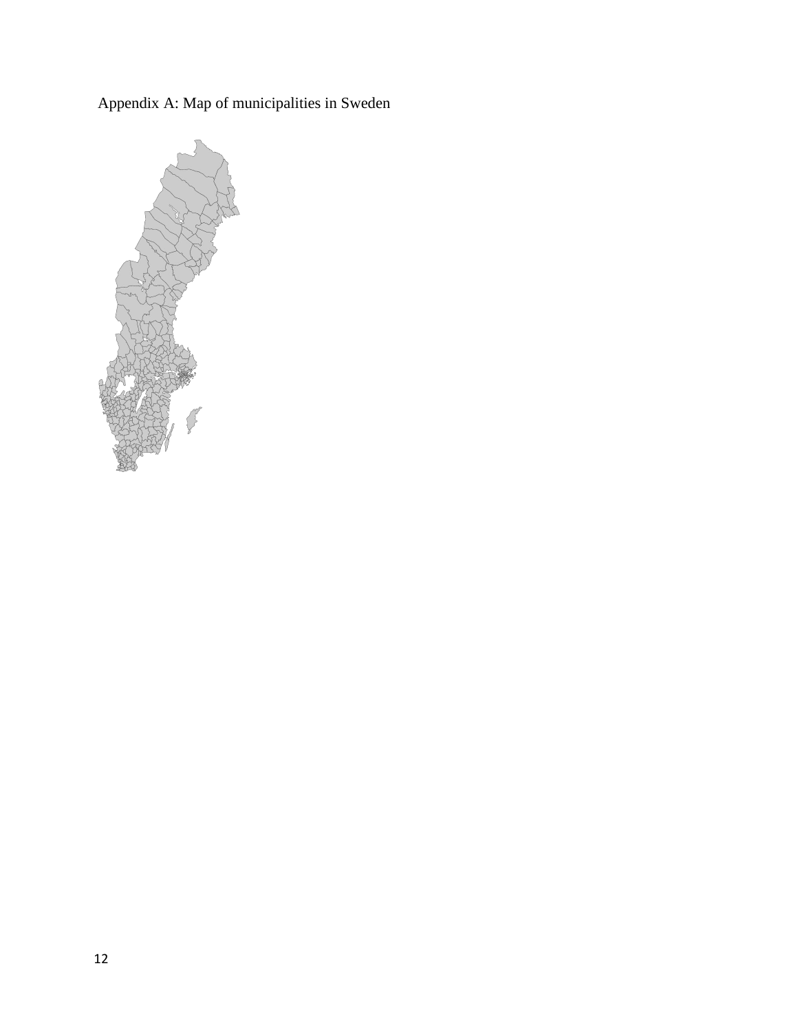Appendix A: Map of municipalities in Sweden